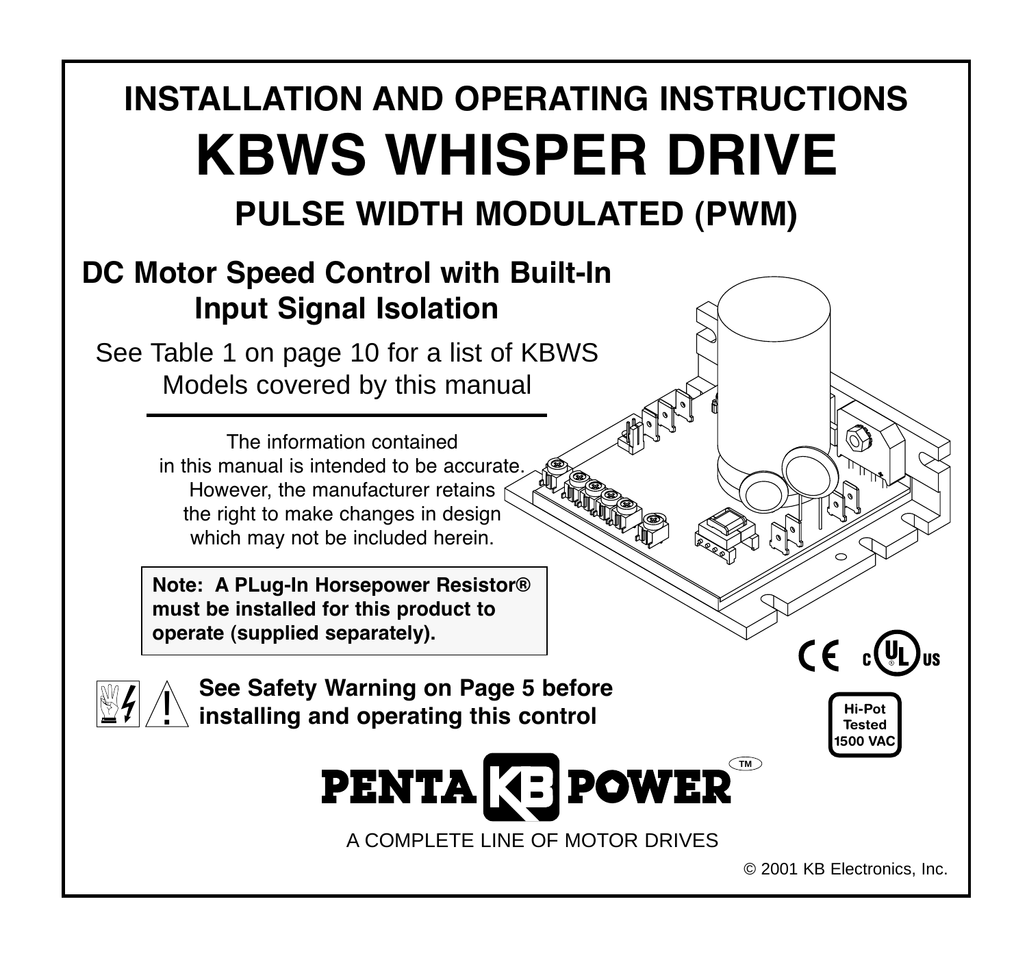# INSTALLATION AND OPERATING INSTRUCTIONS

# KBWS WHISPER DRIVE

## PULSE WIDTH MODULATED (PWM)

### DC Motor Speed Control with Built-In Input Signal Isolation

See Table 1 on page 10 for a list of KBWS Models covered by this manual

---

The information contained in this manual is intended to be accurate. However, the manufacturer retains the right to make changes in design which may not be included herein.

**Note: A PLug-In Horsepower Resistor® must be installed for this product to operate (supplied separately).**

**See Safety Warning on Page 5 before installing and operating this control**

CE cULus

Hi-Pot Tested 1500 VAC

PENTA KB POWER™

A COMPLETE LINE OF MOTOR DRIVES

© 2001 KB Electronics, Inc.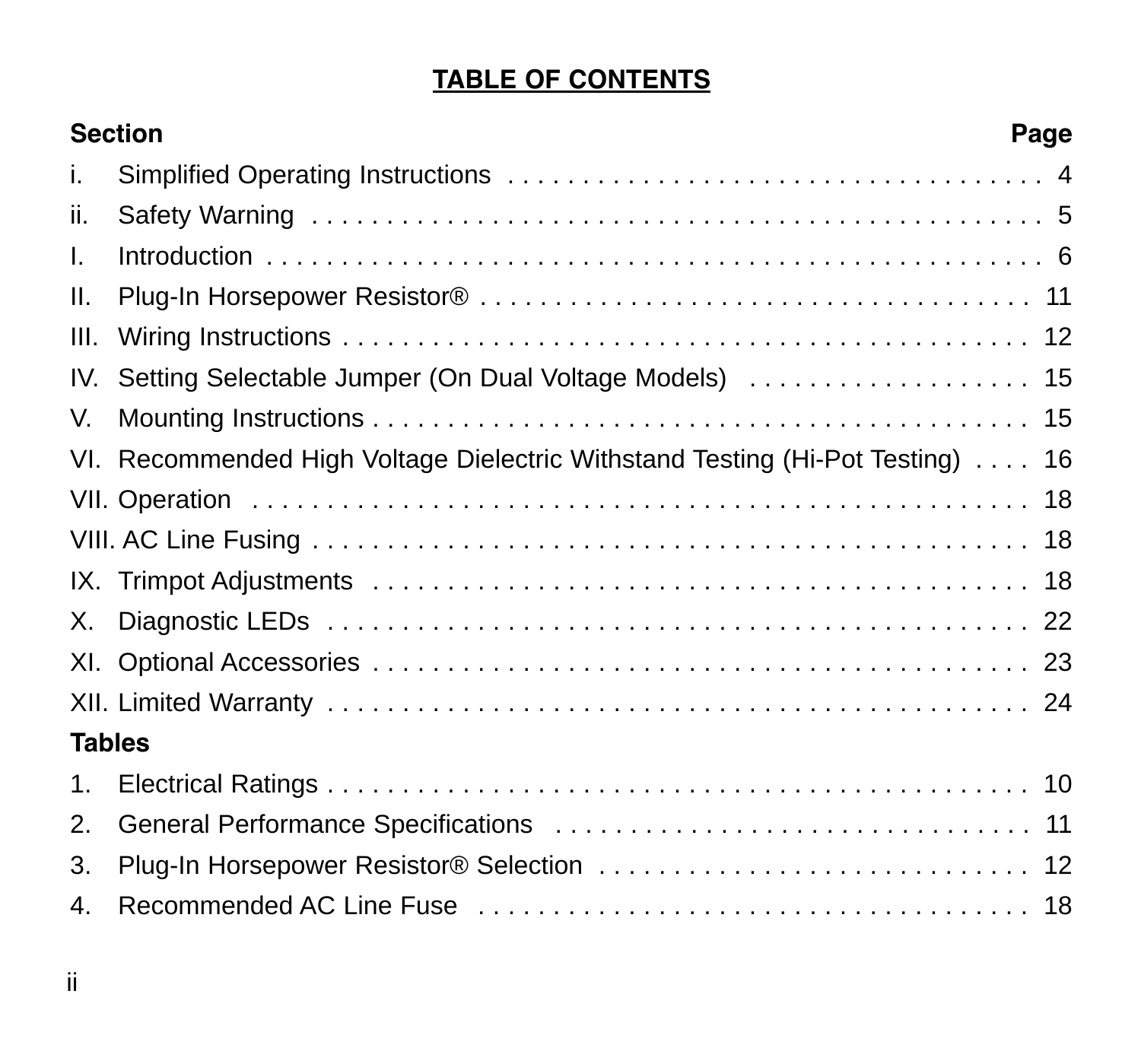# TABLE OF CONTENTS

| Section | Page |
|---|---|
| i. Simplified Operating Instructions | 4 |
| ii. Safety Warning | 5 |
| I. Introduction | 6 |
| II. Plug-In Horsepower Resistor® | 11 |
| III. Wiring Instructions | 12 |
| IV. Setting Selectable Jumper (On Dual Voltage Models) | 15 |
| V. Mounting Instructions | 15 |
| VI. Recommended High Voltage Dielectric Withstand Testing (Hi-Pot Testing) | 16 |
| VII. Operation | 18 |
| VIII. AC Line Fusing | 18 |
| IX. Trimpot Adjustments | 18 |
| X. Diagnostic LEDs | 22 |
| XI. Optional Accessories | 23 |
| XII. Limited Warranty | 24 |
| **Tables** | |
| 1. Electrical Ratings | 10 |
| 2. General Performance Specifications | 11 |
| 3. Plug-In Horsepower Resistor® Selection | 12 |
| 4. Recommended AC Line Fuse | 18 |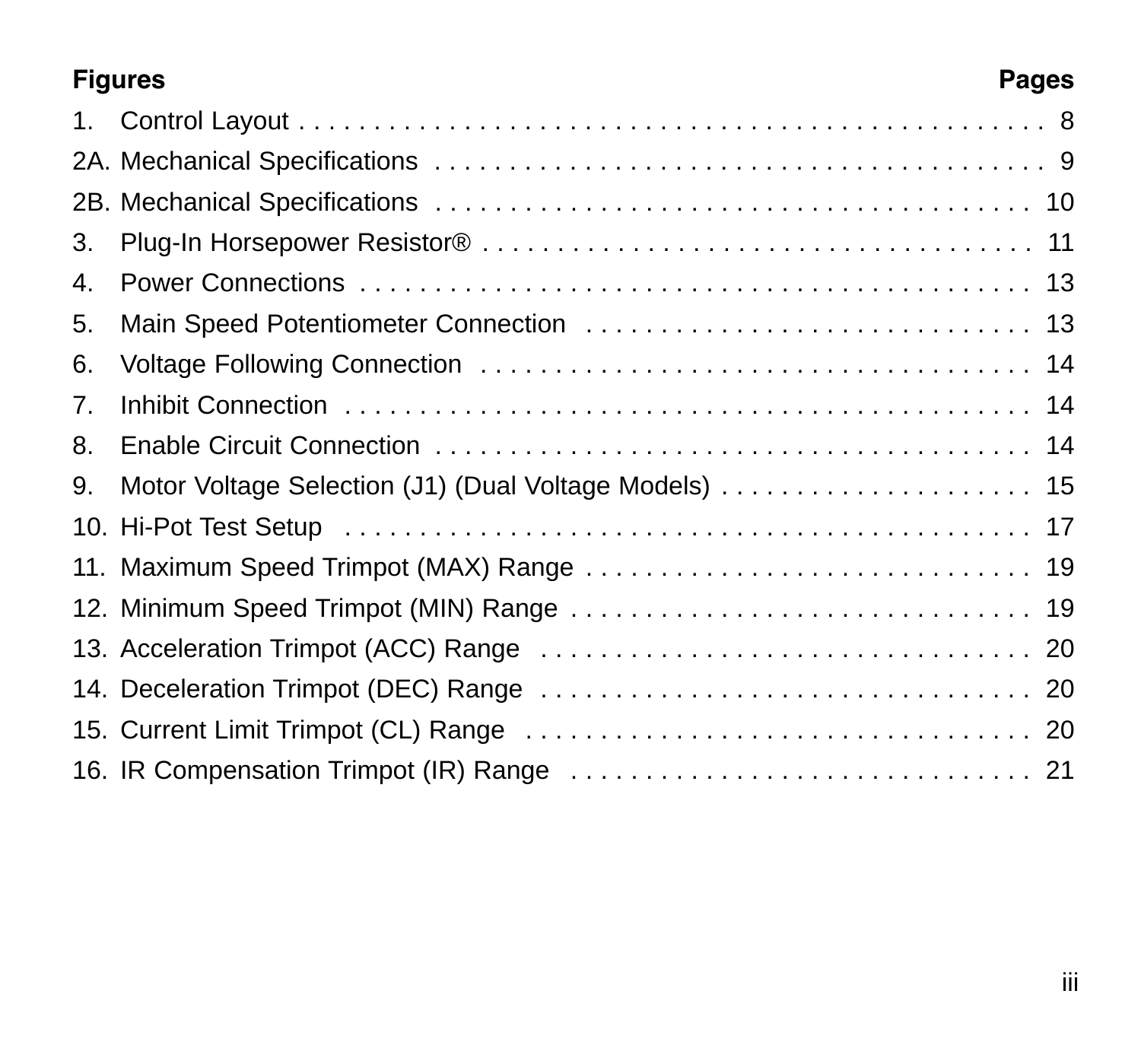| Figures | Pages |
|---|---|
| 1. Control Layout | 8 |
| 2A. Mechanical Specifications | 9 |
| 2B. Mechanical Specifications | 10 |
| 3. Plug-In Horsepower Resistor® | 11 |
| 4. Power Connections | 13 |
| 5. Main Speed Potentiometer Connection | 13 |
| 6. Voltage Following Connection | 14 |
| 7. Inhibit Connection | 14 |
| 8. Enable Circuit Connection | 14 |
| 9. Motor Voltage Selection (J1) (Dual Voltage Models) | 15 |
| 10. Hi-Pot Test Setup | 17 |
| 11. Maximum Speed Trimpot (MAX) Range | 19 |
| 12. Minimum Speed Trimpot (MIN) Range | 19 |
| 13. Acceleration Trimpot (ACC) Range | 20 |
| 14. Deceleration Trimpot (DEC) Range | 20 |
| 15. Current Limit Trimpot (CL) Range | 20 |
| 16. IR Compensation Trimpot (IR) Range | 21 |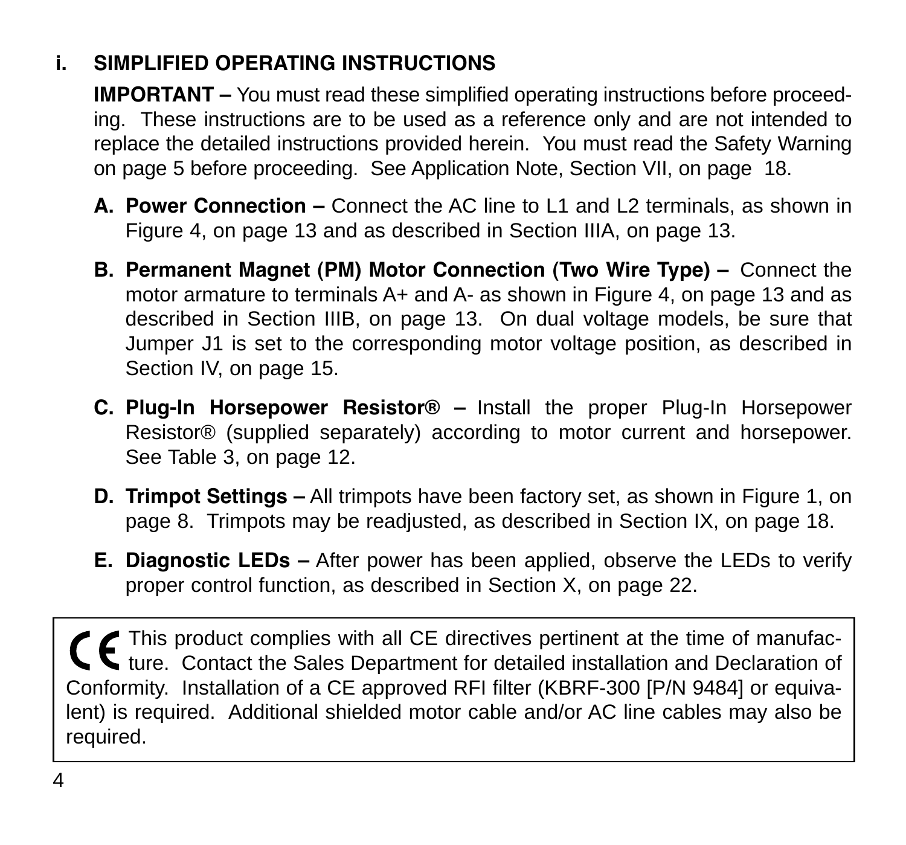## i. SIMPLIFIED OPERATING INSTRUCTIONS

**IMPORTANT –** You must read these simplified operating instructions before proceeding. These instructions are to be used as a reference only and are not intended to replace the detailed instructions provided herein. You must read the Safety Warning on page 5 before proceeding. See Application Note, Section VII, on page 18.

**A. Power Connection –** Connect the AC line to L1 and L2 terminals, as shown in Figure 4, on page 13 and as described in Section IIIA, on page 13.

**B. Permanent Magnet (PM) Motor Connection (Two Wire Type) –** Connect the motor armature to terminals A+ and A- as shown in Figure 4, on page 13 and as described in Section IIIB, on page 13. On dual voltage models, be sure that Jumper J1 is set to the corresponding motor voltage position, as described in Section IV, on page 15.

**C. Plug-In Horsepower Resistor® –** Install the proper Plug-In Horsepower Resistor® (supplied separately) according to motor current and horsepower. See Table 3, on page 12.

**D. Trimpot Settings –** All trimpots have been factory set, as shown in Figure 1, on page 8. Trimpots may be readjusted, as described in Section IX, on page 18.

**E. Diagnostic LEDs –** After power has been applied, observe the LEDs to verify proper control function, as described in Section X, on page 22.

CE This product complies with all CE directives pertinent at the time of manufacture. Contact the Sales Department for detailed installation and Declaration of Conformity. Installation of a CE approved RFI filter (KBRF-300 [P/N 9484] or equivalent) is required. Additional shielded motor cable and/or AC line cables may also be required.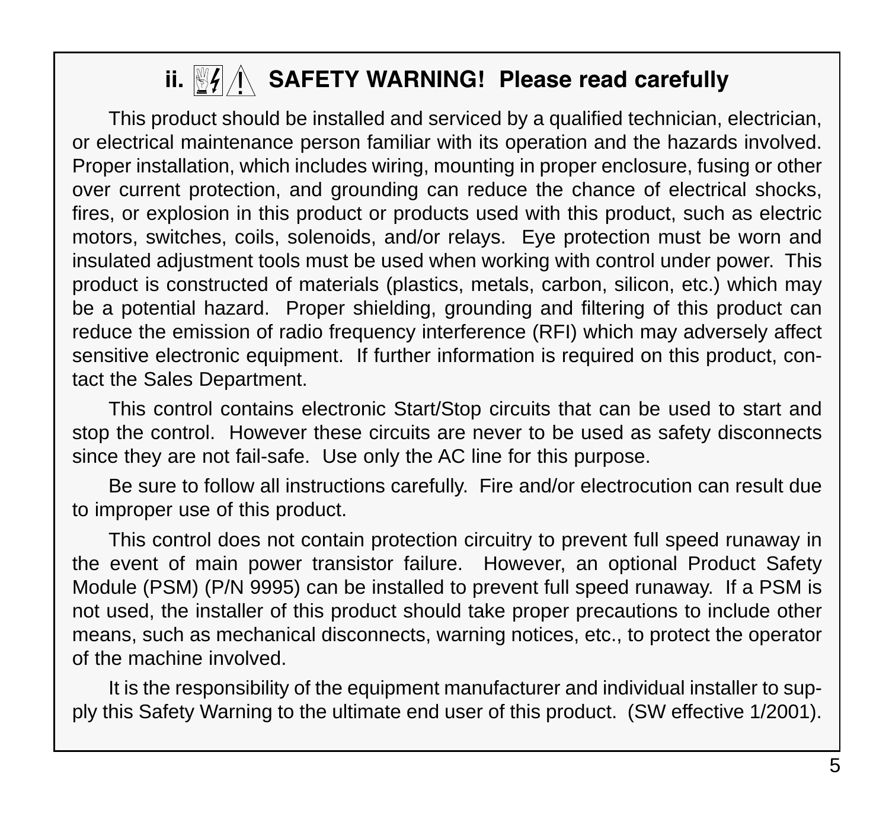## ii. SAFETY WARNING! Please read carefully

This product should be installed and serviced by a qualified technician, electrician, or electrical maintenance person familiar with its operation and the hazards involved. Proper installation, which includes wiring, mounting in proper enclosure, fusing or other over current protection, and grounding can reduce the chance of electrical shocks, fires, or explosion in this product or products used with this product, such as electric motors, switches, coils, solenoids, and/or relays. Eye protection must be worn and insulated adjustment tools must be used when working with control under power. This product is constructed of materials (plastics, metals, carbon, silicon, etc.) which may be a potential hazard. Proper shielding, grounding and filtering of this product can reduce the emission of radio frequency interference (RFI) which may adversely affect sensitive electronic equipment. If further information is required on this product, contact the Sales Department.

This control contains electronic Start/Stop circuits that can be used to start and stop the control. However these circuits are never to be used as safety disconnects since they are not fail-safe. Use only the AC line for this purpose.

Be sure to follow all instructions carefully. Fire and/or electrocution can result due to improper use of this product.

This control does not contain protection circuitry to prevent full speed runaway in the event of main power transistor failure. However, an optional Product Safety Module (PSM) (P/N 9995) can be installed to prevent full speed runaway. If a PSM is not used, the installer of this product should take proper precautions to include other means, such as mechanical disconnects, warning notices, etc., to protect the operator of the machine involved.

It is the responsibility of the equipment manufacturer and individual installer to supply this Safety Warning to the ultimate end user of this product. (SW effective 1/2001).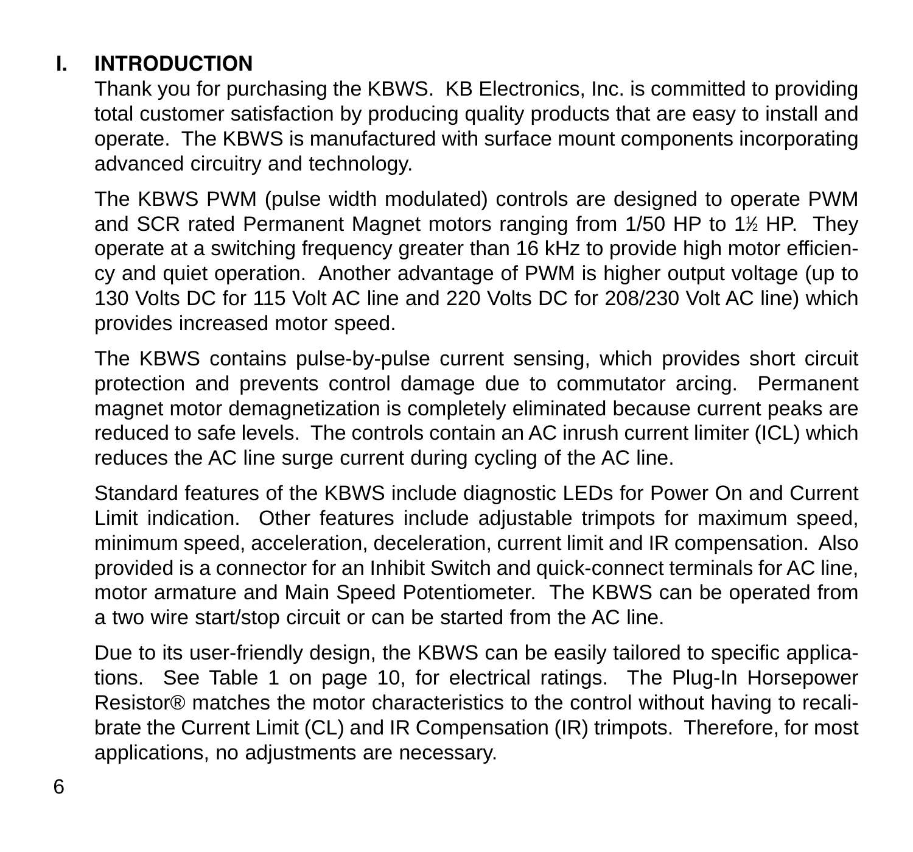# I. INTRODUCTION

Thank you for purchasing the KBWS. KB Electronics, Inc. is committed to providing total customer satisfaction by producing quality products that are easy to install and operate. The KBWS is manufactured with surface mount components incorporating advanced circuitry and technology.

The KBWS PWM (pulse width modulated) controls are designed to operate PWM and SCR rated Permanent Magnet motors ranging from 1/50 HP to 1½ HP. They operate at a switching frequency greater than 16 kHz to provide high motor efficiency and quiet operation. Another advantage of PWM is higher output voltage (up to 130 Volts DC for 115 Volt AC line and 220 Volts DC for 208/230 Volt AC line) which provides increased motor speed.

The KBWS contains pulse-by-pulse current sensing, which provides short circuit protection and prevents control damage due to commutator arcing. Permanent magnet motor demagnetization is completely eliminated because current peaks are reduced to safe levels. The controls contain an AC inrush current limiter (ICL) which reduces the AC line surge current during cycling of the AC line.

Standard features of the KBWS include diagnostic LEDs for Power On and Current Limit indication. Other features include adjustable trimpots for maximum speed, minimum speed, acceleration, deceleration, current limit and IR compensation. Also provided is a connector for an Inhibit Switch and quick-connect terminals for AC line, motor armature and Main Speed Potentiometer. The KBWS can be operated from a two wire start/stop circuit or can be started from the AC line.

Due to its user-friendly design, the KBWS can be easily tailored to specific applications. See Table 1 on page 10, for electrical ratings. The Plug-In Horsepower Resistor® matches the motor characteristics to the control without having to recalibrate the Current Limit (CL) and IR Compensation (IR) trimpots. Therefore, for most applications, no adjustments are necessary.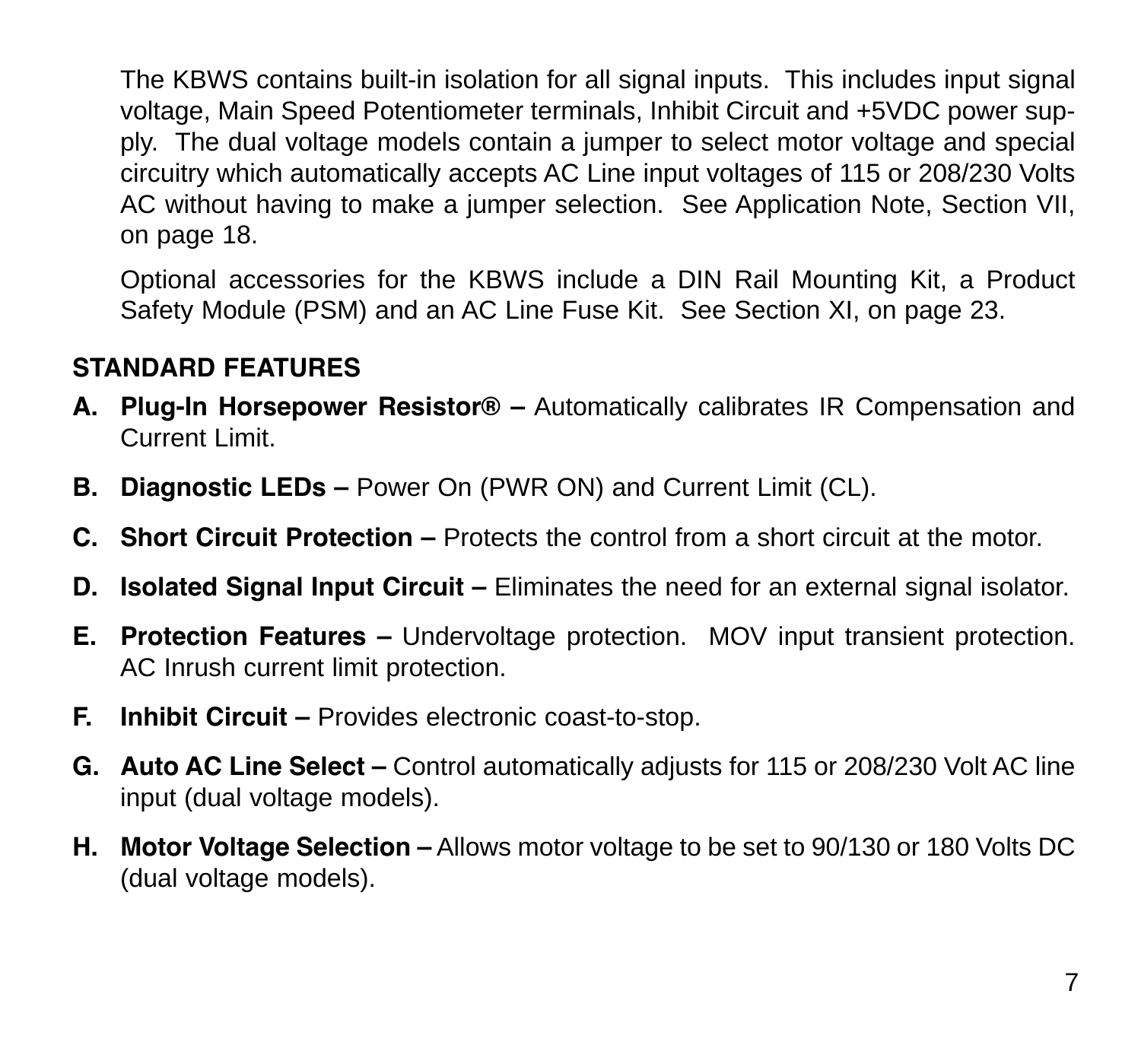The KBWS contains built-in isolation for all signal inputs. This includes input signal voltage, Main Speed Potentiometer terminals, Inhibit Circuit and +5VDC power supply. The dual voltage models contain a jumper to select motor voltage and special circuitry which automatically accepts AC Line input voltages of 115 or 208/230 Volts AC without having to make a jumper selection. See Application Note, Section VII, on page 18.

Optional accessories for the KBWS include a DIN Rail Mounting Kit, a Product Safety Module (PSM) and an AC Line Fuse Kit. See Section XI, on page 23.

## STANDARD FEATURES

**A. Plug-In Horsepower Resistor® –** Automatically calibrates IR Compensation and Current Limit.

**B. Diagnostic LEDs –** Power On (PWR ON) and Current Limit (CL).

**C. Short Circuit Protection –** Protects the control from a short circuit at the motor.

**D. Isolated Signal Input Circuit –** Eliminates the need for an external signal isolator.

**E. Protection Features –** Undervoltage protection. MOV input transient protection. AC Inrush current limit protection.

**F. Inhibit Circuit –** Provides electronic coast-to-stop.

**G. Auto AC Line Select –** Control automatically adjusts for 115 or 208/230 Volt AC line input (dual voltage models).

**H. Motor Voltage Selection –** Allows motor voltage to be set to 90/130 or 180 Volts DC (dual voltage models).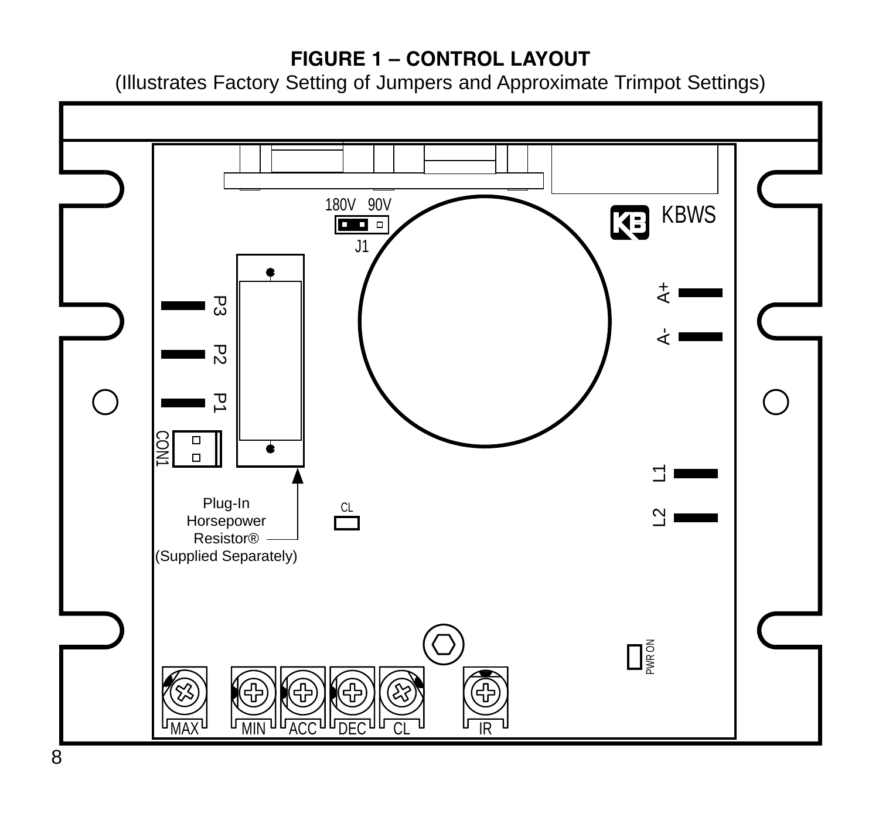**FIGURE 1 – CONTROL LAYOUT**

(Illustrates Factory Setting of Jumpers and Approximate Trimpot Settings)

180V 90V

J1

KBWS

P3

P2

P1

A+

A-

L1

L2

CON1

Plug-In Horsepower Resistor® (Supplied Separately)

CL

PWR ON

MAX MIN ACC DEC CL IR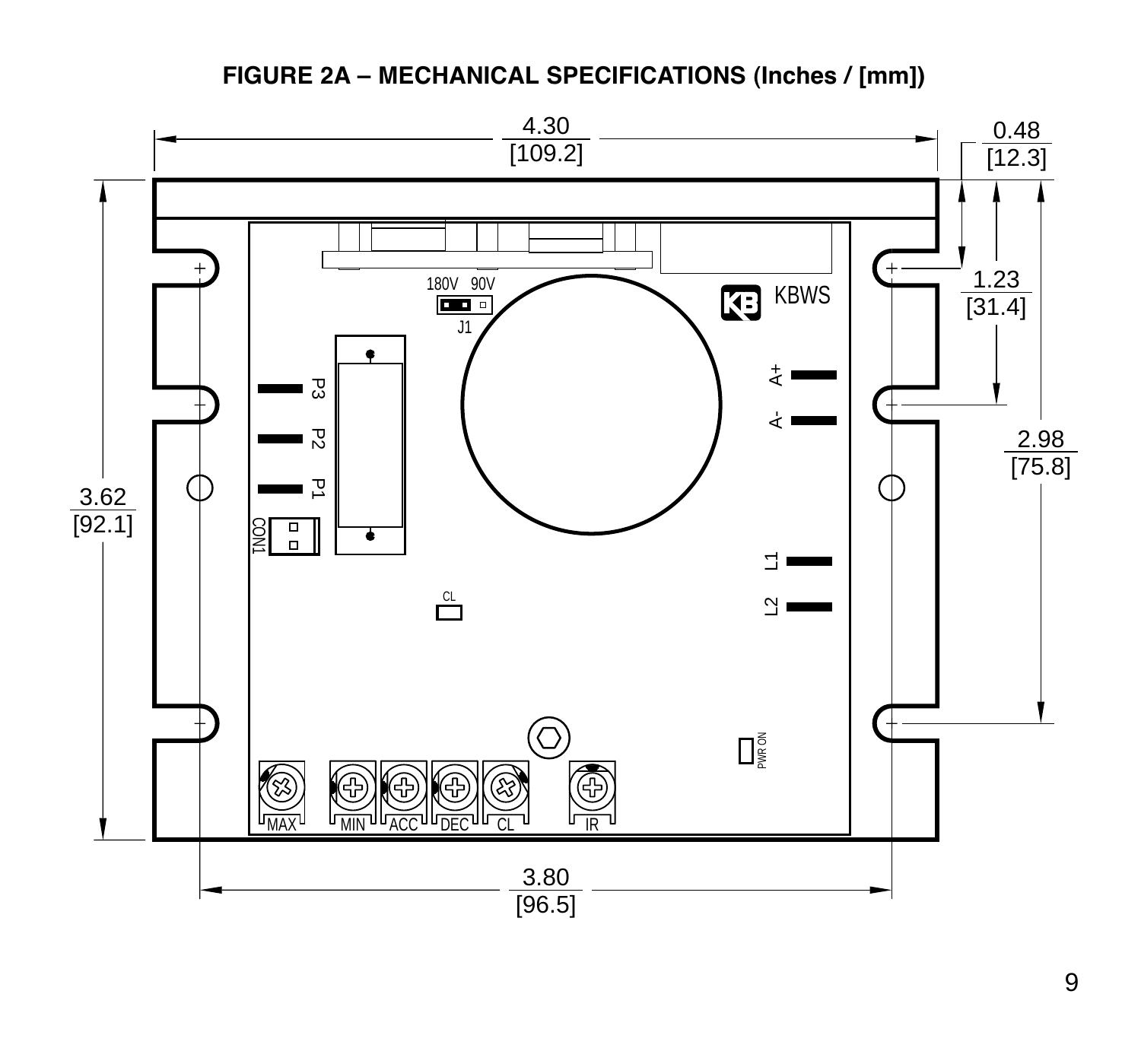**FIGURE 2A – MECHANICAL SPECIFICATIONS (Inches / [mm])**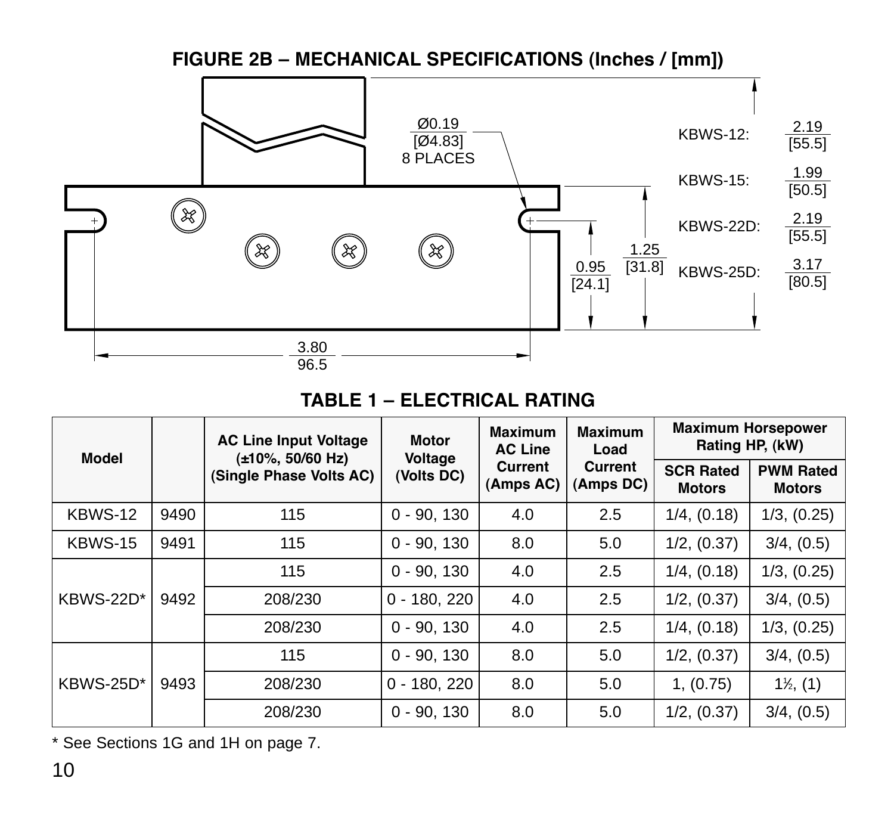## FIGURE 2B – MECHANICAL SPECIFICATIONS (Inches / [mm])

Ø0.19
[Ø4.83]
8 PLACES

KBWS-12: 2.19 [55.5]

KBWS-15: 1.99 [50.5]

KBWS-22D: 2.19 [55.5]

KBWS-25D: 3.17 [80.5]

1.25 [31.8]

0.95 [24.1]

3.80 96.5

## TABLE 1 – ELECTRICAL RATING

| Model | | AC Line Input Voltage (±10%, 50/60 Hz) (Single Phase Volts AC) | Motor Voltage (Volts DC) | Maximum AC Line Current (Amps AC) | Maximum Load Current (Amps DC) | Maximum Horsepower Rating HP, (kW) | |
|---|---|---|---|---|---|---|---|
| | | | | | | SCR Rated Motors | PWM Rated Motors |
| KBWS-12 | 9490 | 115 | 0 - 90, 130 | 4.0 | 2.5 | 1/4, (0.18) | 1/3, (0.25) |
| KBWS-15 | 9491 | 115 | 0 - 90, 130 | 8.0 | 5.0 | 1/2, (0.37) | 3/4, (0.5) |
| KBWS-22D* | 9492 | 115 | 0 - 90, 130 | 4.0 | 2.5 | 1/4, (0.18) | 1/3, (0.25) |
| | | 208/230 | 0 - 180, 220 | 4.0 | 2.5 | 1/2, (0.37) | 3/4, (0.5) |
| | | 208/230 | 0 - 90, 130 | 4.0 | 2.5 | 1/4, (0.18) | 1/3, (0.25) |
| KBWS-25D* | 9493 | 115 | 0 - 90, 130 | 8.0 | 5.0 | 1/2, (0.37) | 3/4, (0.5) |
| | | 208/230 | 0 - 180, 220 | 8.0 | 5.0 | 1, (0.75) | 1½, (1) |
| | | 208/230 | 0 - 90, 130 | 8.0 | 5.0 | 1/2, (0.37) | 3/4, (0.5) |

* See Sections 1G and 1H on page 7.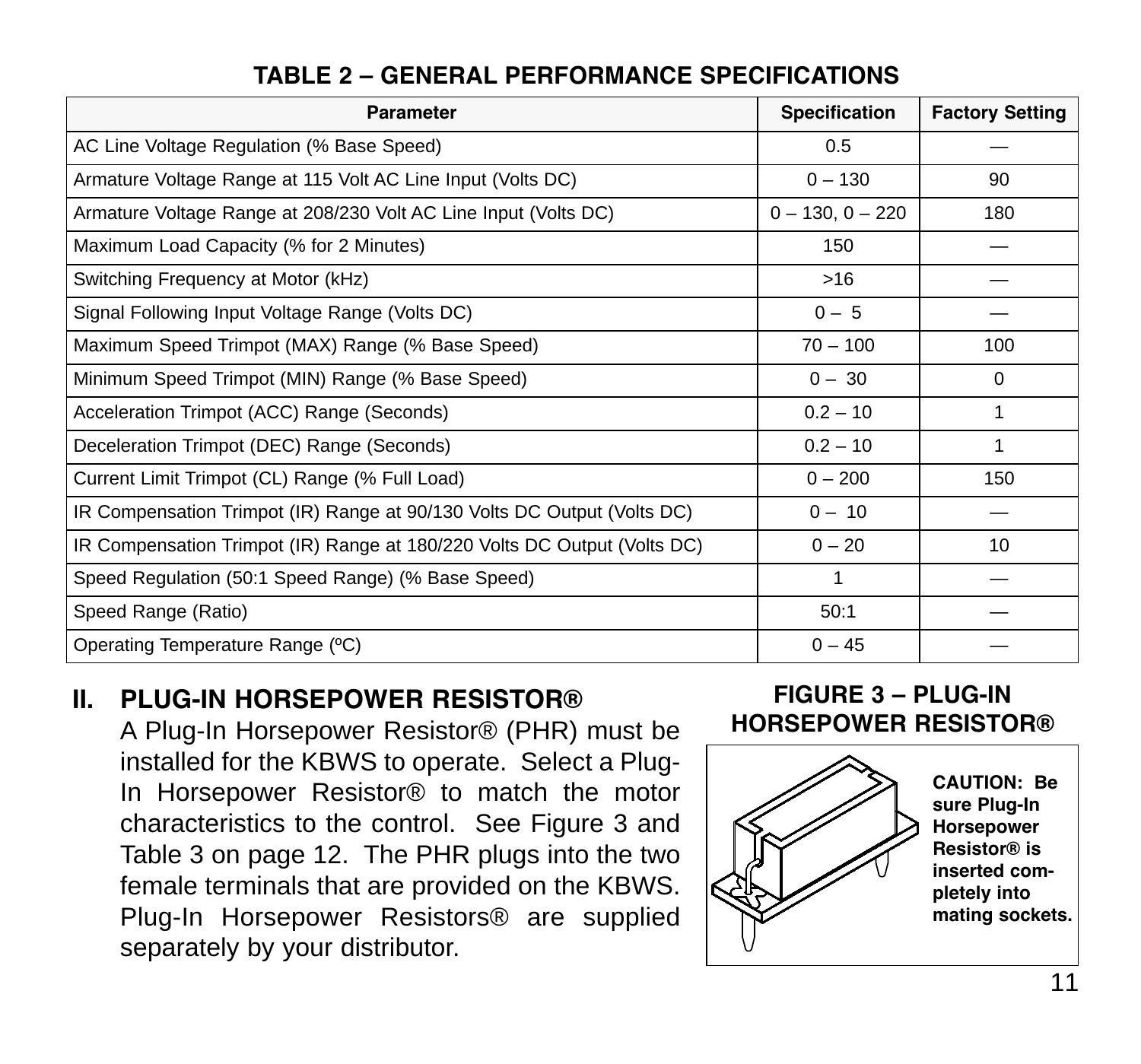## TABLE 2 – GENERAL PERFORMANCE SPECIFICATIONS

| Parameter | Specification | Factory Setting |
|---|---|---|
| AC Line Voltage Regulation (% Base Speed) | 0.5 | — |
| Armature Voltage Range at 115 Volt AC Line Input (Volts DC) | 0 – 130 | 90 |
| Armature Voltage Range at 208/230 Volt AC Line Input (Volts DC) | 0 – 130, 0 – 220 | 180 |
| Maximum Load Capacity (% for 2 Minutes) | 150 | — |
| Switching Frequency at Motor (kHz) | >16 | — |
| Signal Following Input Voltage Range (Volts DC) | 0 – 5 | — |
| Maximum Speed Trimpot (MAX) Range (% Base Speed) | 70 – 100 | 100 |
| Minimum Speed Trimpot (MIN) Range (% Base Speed) | 0 – 30 | 0 |
| Acceleration Trimpot (ACC) Range (Seconds) | 0.2 – 10 | 1 |
| Deceleration Trimpot (DEC) Range (Seconds) | 0.2 – 10 | 1 |
| Current Limit Trimpot (CL) Range (% Full Load) | 0 – 200 | 150 |
| IR Compensation Trimpot (IR) Range at 90/130 Volts DC Output (Volts DC) | 0 – 10 | — |
| IR Compensation Trimpot (IR) Range at 180/220 Volts DC Output (Volts DC) | 0 – 20 | 10 |
| Speed Regulation (50:1 Speed Range) (% Base Speed) | 1 | — |
| Speed Range (Ratio) | 50:1 | — |
| Operating Temperature Range (ºC) | 0 – 45 | — |

## II. PLUG-IN HORSEPOWER RESISTOR®

A Plug-In Horsepower Resistor® (PHR) must be installed for the KBWS to operate. Select a Plug-In Horsepower Resistor® to match the motor characteristics to the control. See Figure 3 and Table 3 on page 12. The PHR plugs into the two female terminals that are provided on the KBWS. Plug-In Horsepower Resistors® are supplied separately by your distributor.

**FIGURE 3 – PLUG-IN HORSEPOWER RESISTOR®**

**CAUTION: Be sure Plug-In Horsepower Resistor® is inserted completely into mating sockets.**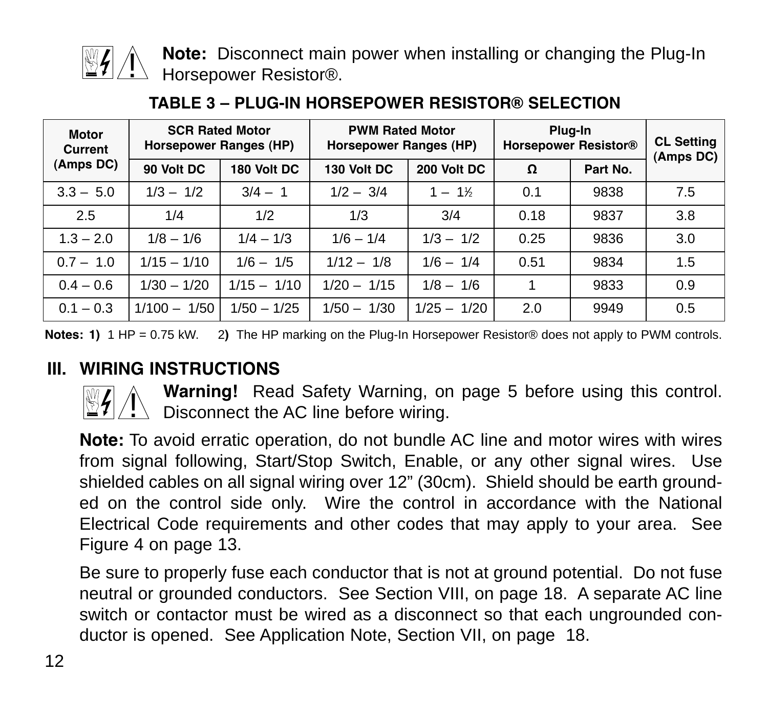**Note:** Disconnect main power when installing or changing the Plug-In Horsepower Resistor®.

### TABLE 3 – PLUG-IN HORSEPOWER RESISTOR® SELECTION

| Motor Current (Amps DC) | SCR Rated Motor Horsepower Ranges (HP) | | PWM Rated Motor Horsepower Ranges (HP) | | Plug-In Horsepower Resistor® | | CL Setting (Amps DC) |
|---|---|---|---|---|---|---|---|
| | 90 Volt DC | 180 Volt DC | 130 Volt DC | 200 Volt DC | Ω | Part No. | |
| 3.3 – 5.0 | 1/3 – 1/2 | 3/4 – 1 | 1/2 – 3/4 | 1 – 1½ | 0.1 | 9838 | 7.5 |
| 2.5 | 1/4 | 1/2 | 1/3 | 3/4 | 0.18 | 9837 | 3.8 |
| 1.3 – 2.0 | 1/8 – 1/6 | 1/4 – 1/3 | 1/6 – 1/4 | 1/3 – 1/2 | 0.25 | 9836 | 3.0 |
| 0.7 – 1.0 | 1/15 – 1/10 | 1/6 – 1/5 | 1/12 – 1/8 | 1/6 – 1/4 | 0.51 | 9834 | 1.5 |
| 0.4 – 0.6 | 1/30 – 1/20 | 1/15 – 1/10 | 1/20 – 1/15 | 1/8 – 1/6 | 1 | 9833 | 0.9 |
| 0.1 – 0.3 | 1/100 – 1/50 | 1/50 – 1/25 | 1/50 – 1/30 | 1/25 – 1/20 | 2.0 | 9949 | 0.5 |

**Notes: 1)** 1 HP = 0.75 kW. 2**)** The HP marking on the Plug-In Horsepower Resistor® does not apply to PWM controls.

## III. WIRING INSTRUCTIONS

**Warning!** Read Safety Warning, on page 5 before using this control. Disconnect the AC line before wiring.

**Note:** To avoid erratic operation, do not bundle AC line and motor wires with wires from signal following, Start/Stop Switch, Enable, or any other signal wires. Use shielded cables on all signal wiring over 12" (30cm). Shield should be earth grounded on the control side only. Wire the control in accordance with the National Electrical Code requirements and other codes that may apply to your area. See Figure 4 on page 13.

Be sure to properly fuse each conductor that is not at ground potential. Do not fuse neutral or grounded conductors. See Section VIII, on page 18. A separate AC line switch or contactor must be wired as a disconnect so that each ungrounded conductor is opened. See Application Note, Section VII, on page 18.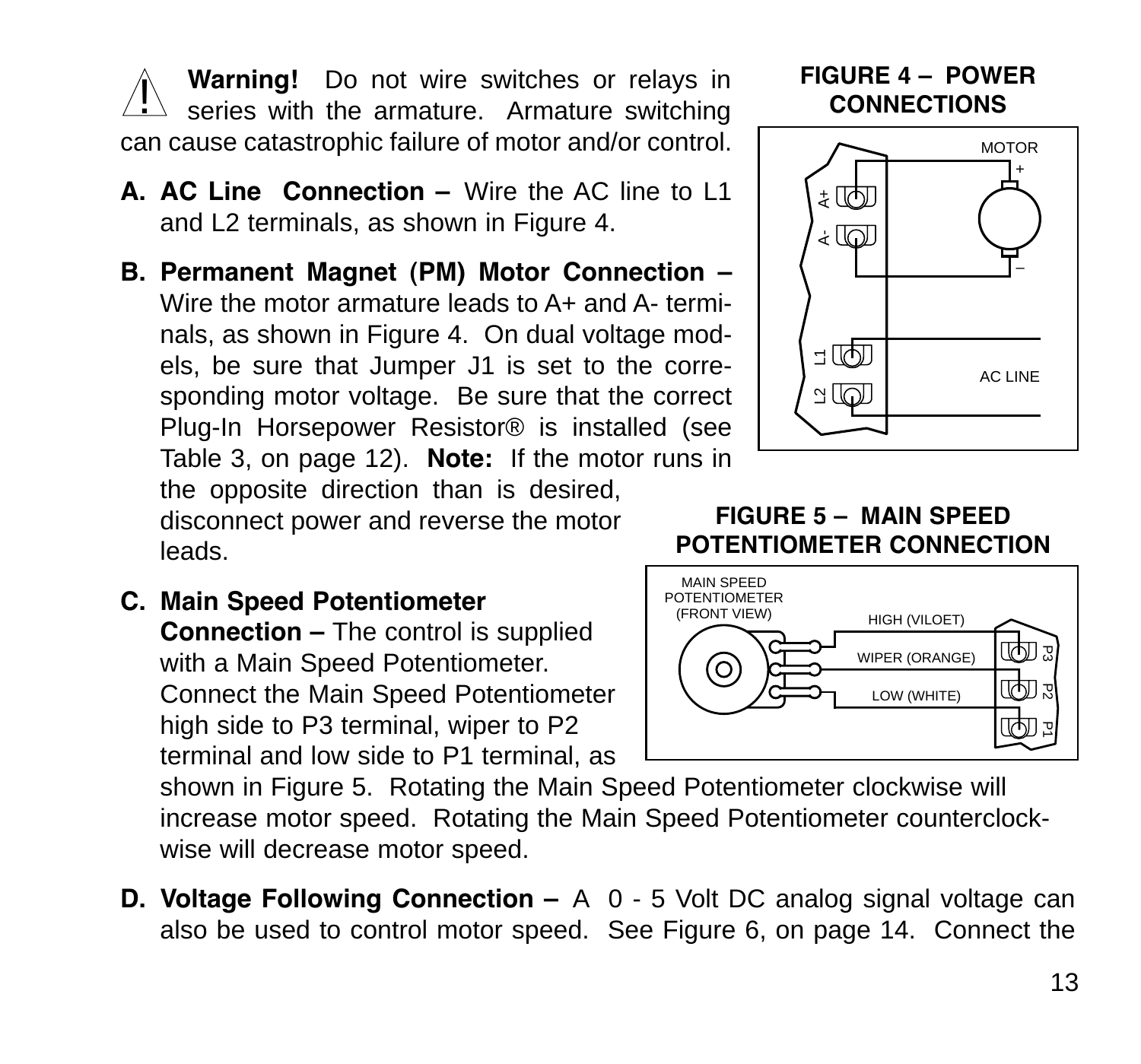**Warning!** Do not wire switches or relays in series with the armature. Armature switching can cause catastrophic failure of motor and/or control.

**FIGURE 4 – POWER CONNECTIONS**

**A. AC Line Connection –** Wire the AC line to L1 and L2 terminals, as shown in Figure 4.

**B. Permanent Magnet (PM) Motor Connection –** Wire the motor armature leads to A+ and A- terminals, as shown in Figure 4. On dual voltage models, be sure that Jumper J1 is set to the corresponding motor voltage. Be sure that the correct Plug-In Horsepower Resistor® is installed (see Table 3, on page 12). **Note:** If the motor runs in the opposite direction than is desired, disconnect power and reverse the motor leads.

**FIGURE 5 – MAIN SPEED POTENTIOMETER CONNECTION**

**C. Main Speed Potentiometer Connection –** The control is supplied with a Main Speed Potentiometer. Connect the Main Speed Potentiometer high side to P3 terminal, wiper to P2 terminal and low side to P1 terminal, as shown in Figure 5. Rotating the Main Speed Potentiometer clockwise will increase motor speed. Rotating the Main Speed Potentiometer counterclockwise will decrease motor speed.

**D. Voltage Following Connection –** A 0 - 5 Volt DC analog signal voltage can also be used to control motor speed. See Figure 6, on page 14. Connect the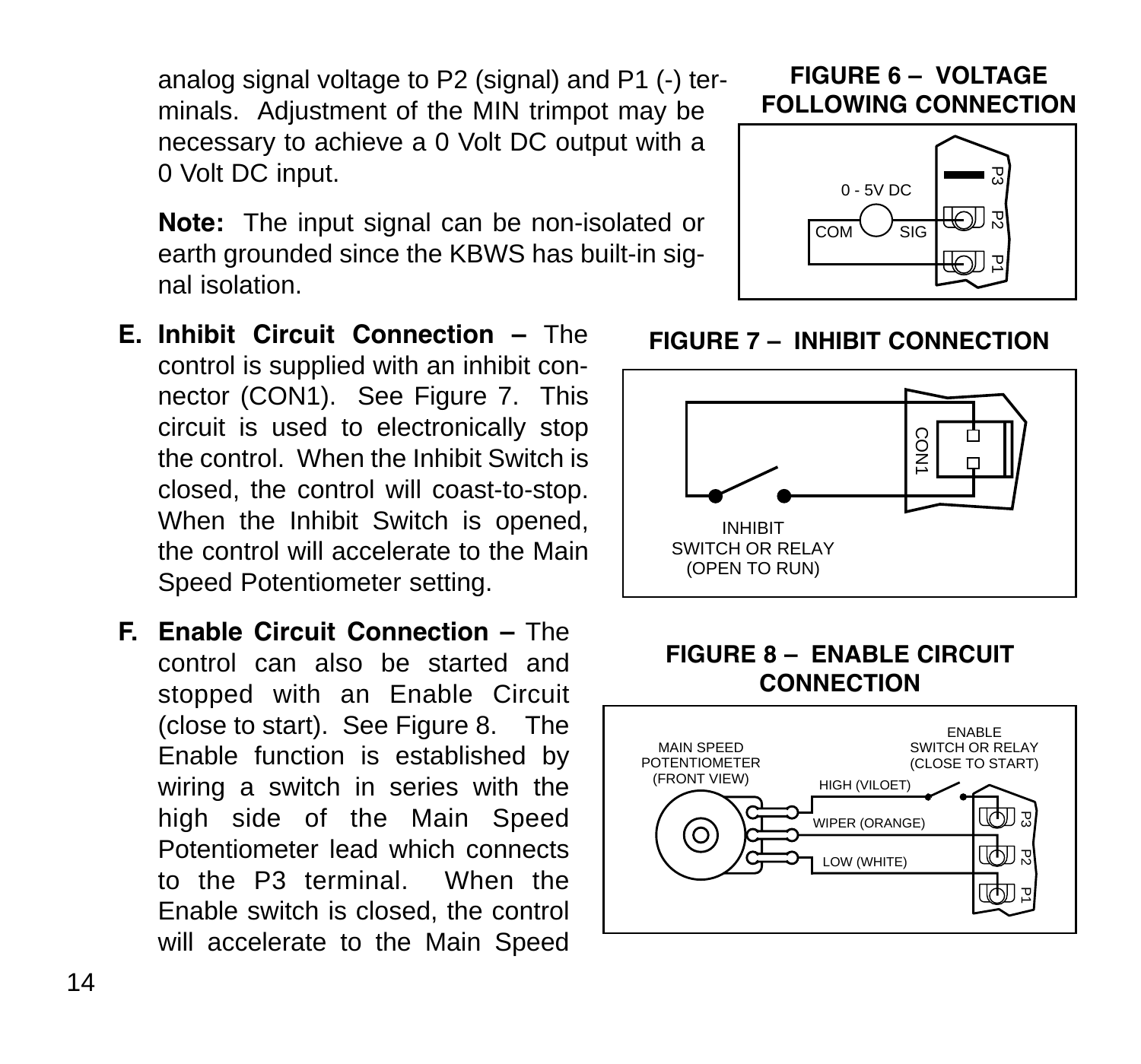analog signal voltage to P2 (signal) and P1 (-) terminals. Adjustment of the MIN trimpot may be necessary to achieve a 0 Volt DC output with a 0 Volt DC input.

**Note:** The input signal can be non-isolated or earth grounded since the KBWS has built-in signal isolation.

**FIGURE 6 – VOLTAGE FOLLOWING CONNECTION**

0 - 5V DC, COM, SIG, P3, P2, P1

**E. Inhibit Circuit Connection –** The control is supplied with an inhibit connector (CON1). See Figure 7. This circuit is used to electronically stop the control. When the Inhibit Switch is closed, the control will coast-to-stop. When the Inhibit Switch is opened, the control will accelerate to the Main Speed Potentiometer setting.

**FIGURE 7 – INHIBIT CONNECTION**

CON1, INHIBIT SWITCH OR RELAY (OPEN TO RUN)

**F. Enable Circuit Connection –** The control can also be started and stopped with an Enable Circuit (close to start). See Figure 8. The Enable function is established by wiring a switch in series with the high side of the Main Speed Potentiometer lead which connects to the P3 terminal. When the Enable switch is closed, the control will accelerate to the Main Speed

**FIGURE 8 – ENABLE CIRCUIT CONNECTION**

MAIN SPEED POTENTIOMETER (FRONT VIEW), ENABLE SWITCH OR RELAY (CLOSE TO START), HIGH (VILOET), WIPER (ORANGE), LOW (WHITE), P3, P2, P1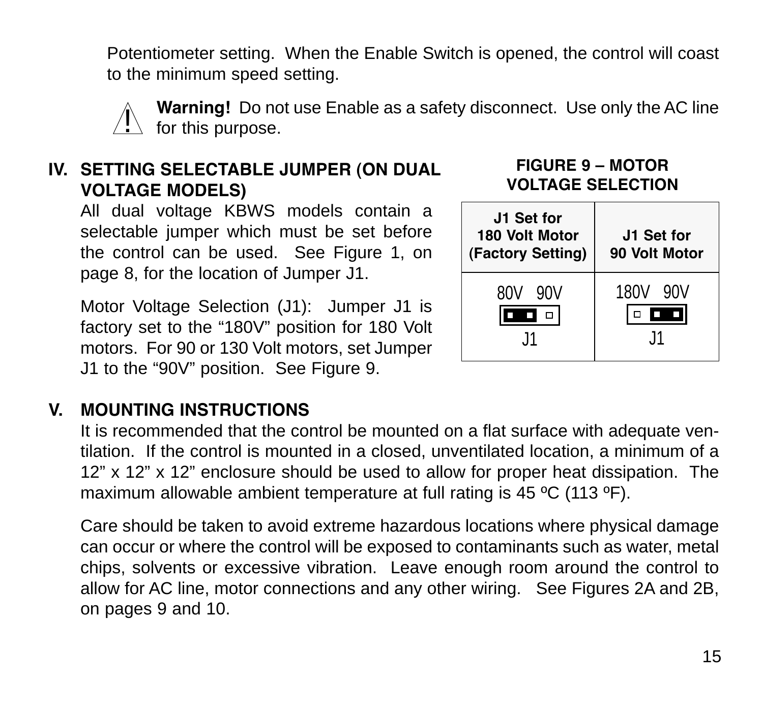Potentiometer setting. When the Enable Switch is opened, the control will coast to the minimum speed setting.

⚠ **Warning!** Do not use Enable as a safety disconnect. Use only the AC line for this purpose.

## IV. SETTING SELECTABLE JUMPER (ON DUAL VOLTAGE MODELS)

All dual voltage KBWS models contain a selectable jumper which must be set before the control can be used. See Figure 1, on page 8, for the location of Jumper J1.

Motor Voltage Selection (J1): Jumper J1 is factory set to the “180V” position for 180 Volt motors. For 90 or 130 Volt motors, set Jumper J1 to the “90V” position. See Figure 9.

**FIGURE 9 – MOTOR VOLTAGE SELECTION**

| J1 Set for 180 Volt Motor (Factory Setting) | J1 Set for 90 Volt Motor |
|---|---|
| 80V 90V<br>J1 | 180V 90V<br>J1 |

## V. MOUNTING INSTRUCTIONS

It is recommended that the control be mounted on a flat surface with adequate ventilation. If the control is mounted in a closed, unventilated location, a minimum of a 12” x 12” x 12” enclosure should be used to allow for proper heat dissipation. The maximum allowable ambient temperature at full rating is 45 ºC (113 ºF).

Care should be taken to avoid extreme hazardous locations where physical damage can occur or where the control will be exposed to contaminants such as water, metal chips, solvents or excessive vibration. Leave enough room around the control to allow for AC line, motor connections and any other wiring. See Figures 2A and 2B, on pages 9 and 10.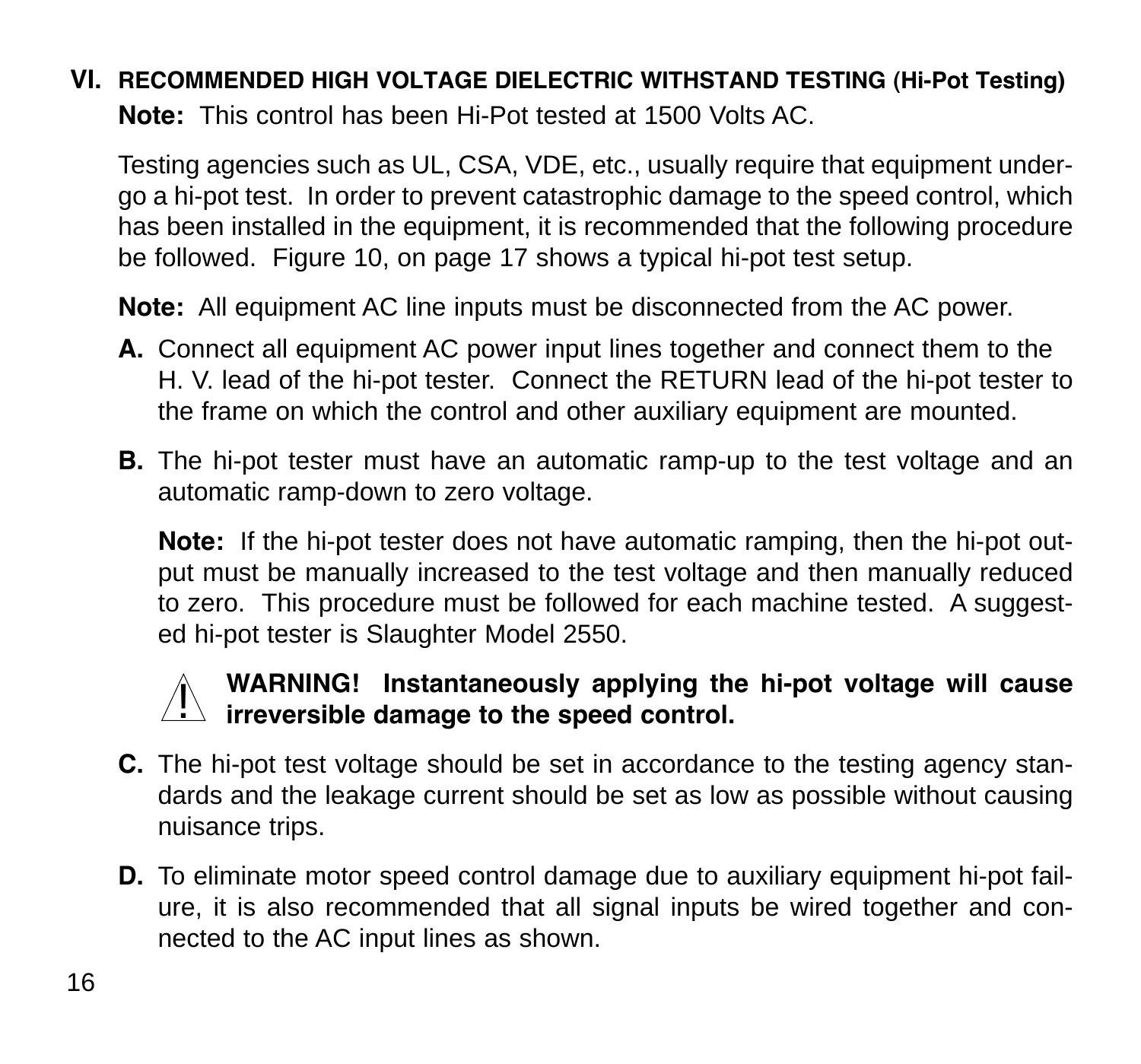## VI. RECOMMENDED HIGH VOLTAGE DIELECTRIC WITHSTAND TESTING (Hi-Pot Testing)

**Note:** This control has been Hi-Pot tested at 1500 Volts AC.

Testing agencies such as UL, CSA, VDE, etc., usually require that equipment undergo a hi-pot test. In order to prevent catastrophic damage to the speed control, which has been installed in the equipment, it is recommended that the following procedure be followed. Figure 10, on page 17 shows a typical hi-pot test setup.

**Note:** All equipment AC line inputs must be disconnected from the AC power.

**A.** Connect all equipment AC power input lines together and connect them to the H. V. lead of the hi-pot tester. Connect the RETURN lead of the hi-pot tester to the frame on which the control and other auxiliary equipment are mounted.

**B.** The hi-pot tester must have an automatic ramp-up to the test voltage and an automatic ramp-down to zero voltage.

**Note:** If the hi-pot tester does not have automatic ramping, then the hi-pot output must be manually increased to the test voltage and then manually reduced to zero. This procedure must be followed for each machine tested. A suggested hi-pot tester is Slaughter Model 2550.

⚠ **WARNING! Instantaneously applying the hi-pot voltage will cause irreversible damage to the speed control.**

**C.** The hi-pot test voltage should be set in accordance to the testing agency standards and the leakage current should be set as low as possible without causing nuisance trips.

**D.** To eliminate motor speed control damage due to auxiliary equipment hi-pot failure, it is also recommended that all signal inputs be wired together and connected to the AC input lines as shown.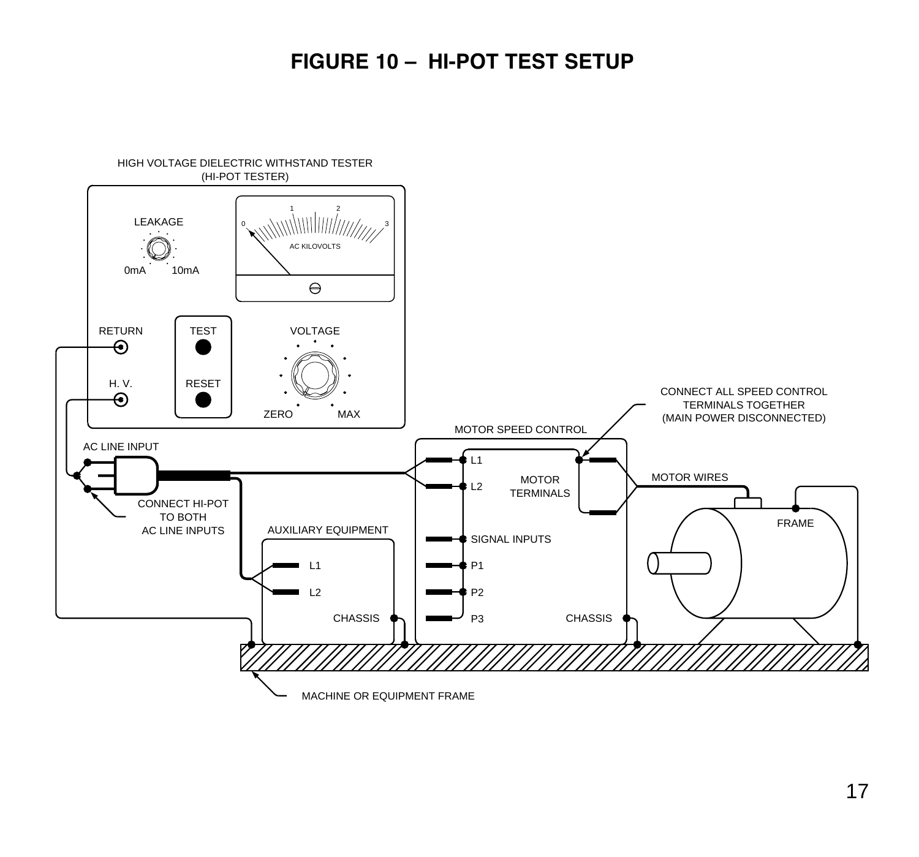# FIGURE 10 – HI-POT TEST SETUP

HIGH VOLTAGE DIELECTRIC WITHSTAND TESTER
(HI-POT TESTER)

LEAKAGE

0mA 10mA

AC KILOVOLTS

RETURN

TEST

VOLTAGE

H. V.

RESET

ZERO MAX

CONNECT ALL SPEED CONTROL TERMINALS TOGETHER (MAIN POWER DISCONNECTED)

MOTOR SPEED CONTROL

AC LINE INPUT

L1

L2

MOTOR TERMINALS

MOTOR WIRES

CONNECT HI-POT TO BOTH AC LINE INPUTS

FRAME

AUXILIARY EQUIPMENT

SIGNAL INPUTS

L1

P1

L2

P2

CHASSIS

P3

CHASSIS

MACHINE OR EQUIPMENT FRAME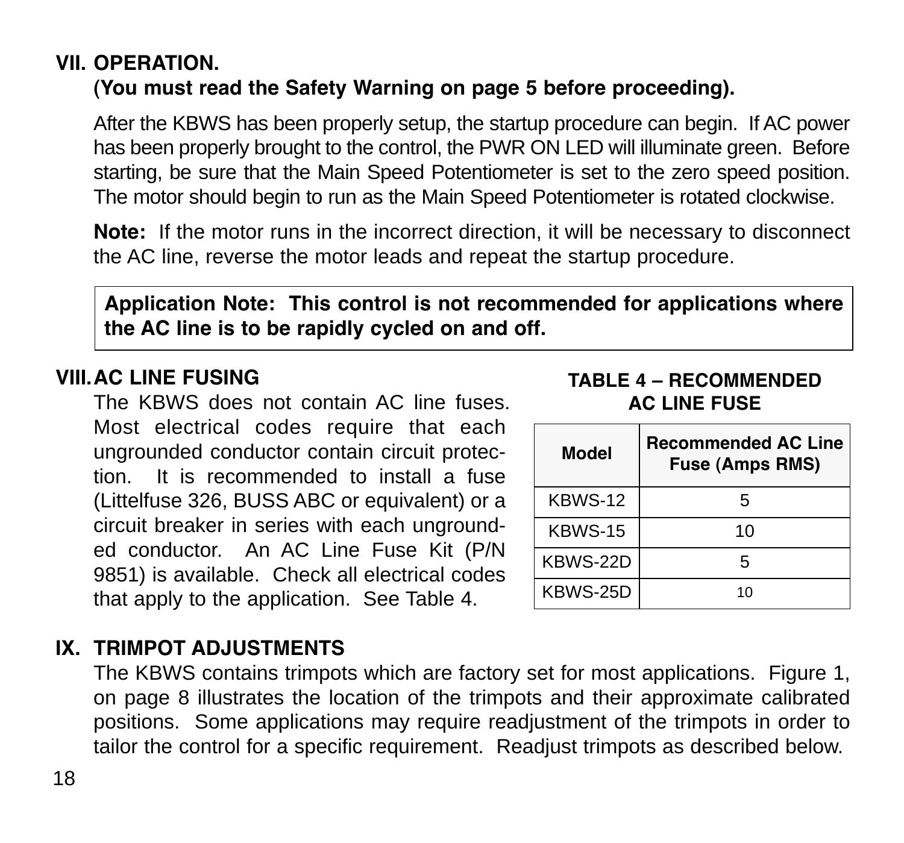## VII. OPERATION.
**(You must read the Safety Warning on page 5 before proceeding).**

After the KBWS has been properly setup, the startup procedure can begin. If AC power has been properly brought to the control, the PWR ON LED will illuminate green. Before starting, be sure that the Main Speed Potentiometer is set to the zero speed position. The motor should begin to run as the Main Speed Potentiometer is rotated clockwise.

**Note:** If the motor runs in the incorrect direction, it will be necessary to disconnect the AC line, reverse the motor leads and repeat the startup procedure.

**Application Note: This control is not recommended for applications where the AC line is to be rapidly cycled on and off.**

## VIII. AC LINE FUSING

The KBWS does not contain AC line fuses. Most electrical codes require that each ungrounded conductor contain circuit protection. It is recommended to install a fuse (Littelfuse 326, BUSS ABC or equivalent) or a circuit breaker in series with each ungrounded conductor. An AC Line Fuse Kit (P/N 9851) is available. Check all electrical codes that apply to the application. See Table 4.

**TABLE 4 – RECOMMENDED AC LINE FUSE**

| Model | Recommended AC Line Fuse (Amps RMS) |
|---|---|
| KBWS-12 | 5 |
| KBWS-15 | 10 |
| KBWS-22D | 5 |
| KBWS-25D | 10 |

## IX. TRIMPOT ADJUSTMENTS

The KBWS contains trimpots which are factory set for most applications. Figure 1, on page 8 illustrates the location of the trimpots and their approximate calibrated positions. Some applications may require readjustment of the trimpots in order to tailor the control for a specific requirement. Readjust trimpots as described below.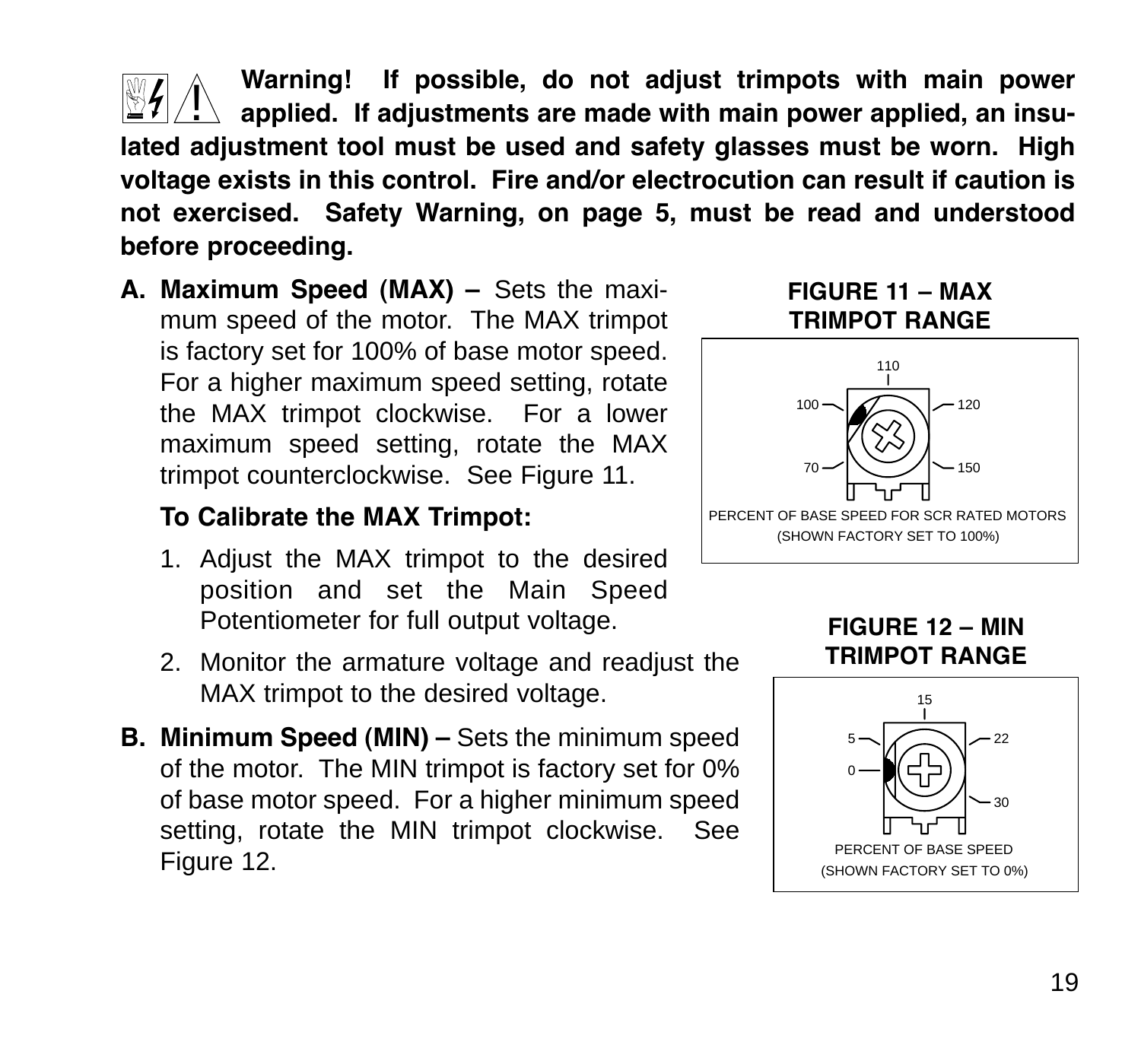**Warning! If possible, do not adjust trimpots with main power applied. If adjustments are made with main power applied, an insulated adjustment tool must be used and safety glasses must be worn. High voltage exists in this control. Fire and/or electrocution can result if caution is not exercised. Safety Warning, on page 5, must be read and understood before proceeding.**

**A. Maximum Speed (MAX) –** Sets the maximum speed of the motor. The MAX trimpot is factory set for 100% of base motor speed. For a higher maximum speed setting, rotate the MAX trimpot clockwise. For a lower maximum speed setting, rotate the MAX trimpot counterclockwise. See Figure 11.

**To Calibrate the MAX Trimpot:**

1. Adjust the MAX trimpot to the desired position and set the Main Speed Potentiometer for full output voltage.
2. Monitor the armature voltage and readjust the MAX trimpot to the desired voltage.

**FIGURE 11 – MAX TRIMPOT RANGE**

110, 100, 120, 70, 150

PERCENT OF BASE SPEED FOR SCR RATED MOTORS (SHOWN FACTORY SET TO 100%)

**B. Minimum Speed (MIN) –** Sets the minimum speed of the motor. The MIN trimpot is factory set for 0% of base motor speed. For a higher minimum speed setting, rotate the MIN trimpot clockwise. See Figure 12.

**FIGURE 12 – MIN TRIMPOT RANGE**

15, 5, 22, 0, 30

PERCENT OF BASE SPEED (SHOWN FACTORY SET TO 0%)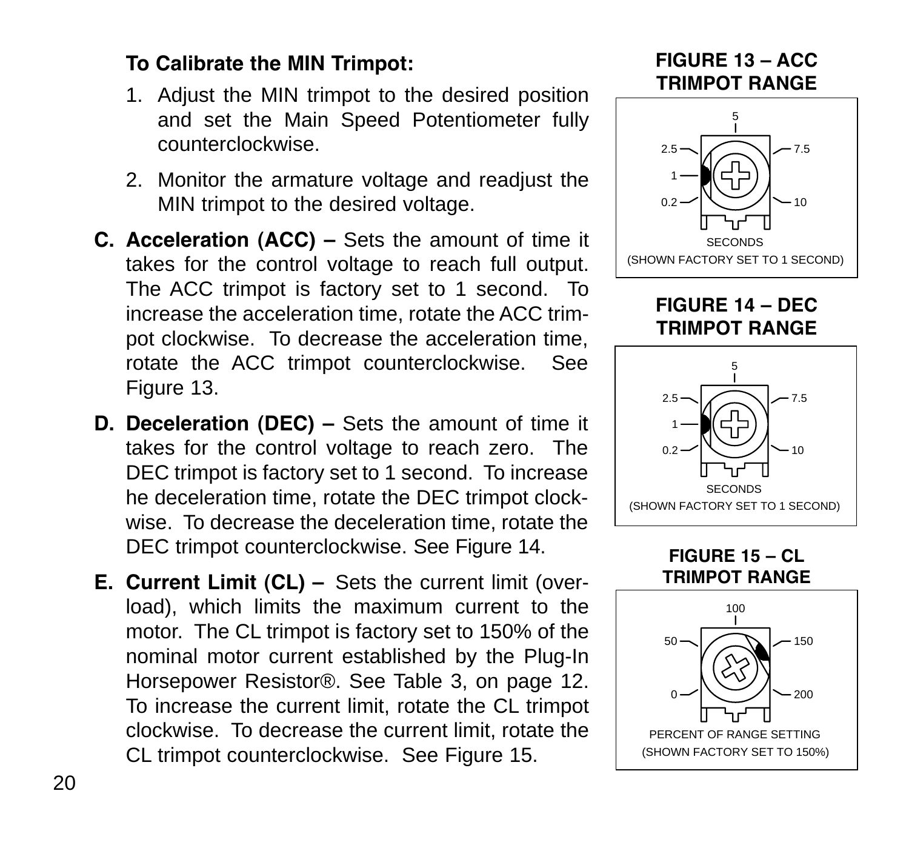**To Calibrate the MIN Trimpot:**

1. Adjust the MIN trimpot to the desired position and set the Main Speed Potentiometer fully counterclockwise.
2. Monitor the armature voltage and readjust the MIN trimpot to the desired voltage.

**C. Acceleration (ACC) –** Sets the amount of time it takes for the control voltage to reach full output. The ACC trimpot is factory set to 1 second. To increase the acceleration time, rotate the ACC trimpot clockwise. To decrease the acceleration time, rotate the ACC trimpot counterclockwise. See Figure 13.

**D. Deceleration (DEC) –** Sets the amount of time it takes for the control voltage to reach zero. The DEC trimpot is factory set to 1 second. To increase he deceleration time, rotate the DEC trimpot clockwise. To decrease the deceleration time, rotate the DEC trimpot counterclockwise. See Figure 14.

**E. Current Limit (CL) –** Sets the current limit (overload), which limits the maximum current to the motor. The CL trimpot is factory set to 150% of the nominal motor current established by the Plug-In Horsepower Resistor®. See Table 3, on page 12. To increase the current limit, rotate the CL trimpot clockwise. To decrease the current limit, rotate the CL trimpot counterclockwise. See Figure 15.

**FIGURE 13 – ACC TRIMPOT RANGE**

5, 2.5, 7.5, 1, 0.2, 10

SECONDS
(SHOWN FACTORY SET TO 1 SECOND)

**FIGURE 14 – DEC TRIMPOT RANGE**

5, 2.5, 7.5, 1, 0.2, 10

SECONDS
(SHOWN FACTORY SET TO 1 SECOND)

**FIGURE 15 – CL TRIMPOT RANGE**

100, 50, 150, 0, 200

PERCENT OF RANGE SETTING
(SHOWN FACTORY SET TO 150%)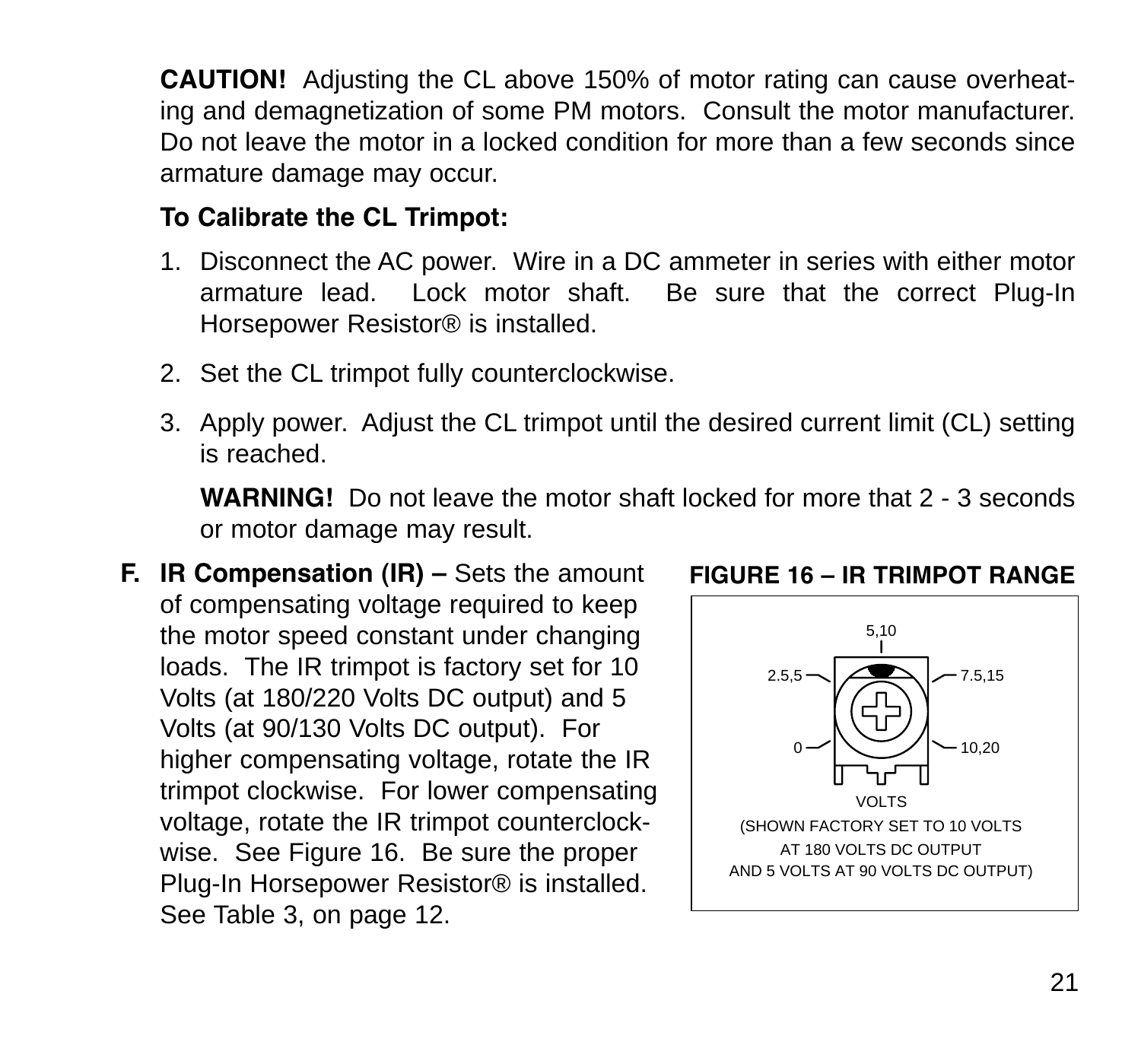**CAUTION!** Adjusting the CL above 150% of motor rating can cause overheating and demagnetization of some PM motors. Consult the motor manufacturer. Do not leave the motor in a locked condition for more than a few seconds since armature damage may occur.

**To Calibrate the CL Trimpot:**

1. Disconnect the AC power. Wire in a DC ammeter in series with either motor armature lead. Lock motor shaft. Be sure that the correct Plug-In Horsepower Resistor® is installed.
2. Set the CL trimpot fully counterclockwise.
3. Apply power. Adjust the CL trimpot until the desired current limit (CL) setting is reached.

   **WARNING!** Do not leave the motor shaft locked for more that 2 - 3 seconds or motor damage may result.

**F. IR Compensation (IR) –** Sets the amount of compensating voltage required to keep the motor speed constant under changing loads. The IR trimpot is factory set for 10 Volts (at 180/220 Volts DC output) and 5 Volts (at 90/130 Volts DC output). For higher compensating voltage, rotate the IR trimpot clockwise. For lower compensating voltage, rotate the IR trimpot counterclockwise. See Figure 16. Be sure the proper Plug-In Horsepower Resistor® is installed. See Table 3, on page 12.

**FIGURE 16 – IR TRIMPOT RANGE**

5,10

2.5,5 — 7.5,15

0 — 10,20

VOLTS

(SHOWN FACTORY SET TO 10 VOLTS AT 180 VOLTS DC OUTPUT AND 5 VOLTS AT 90 VOLTS DC OUTPUT)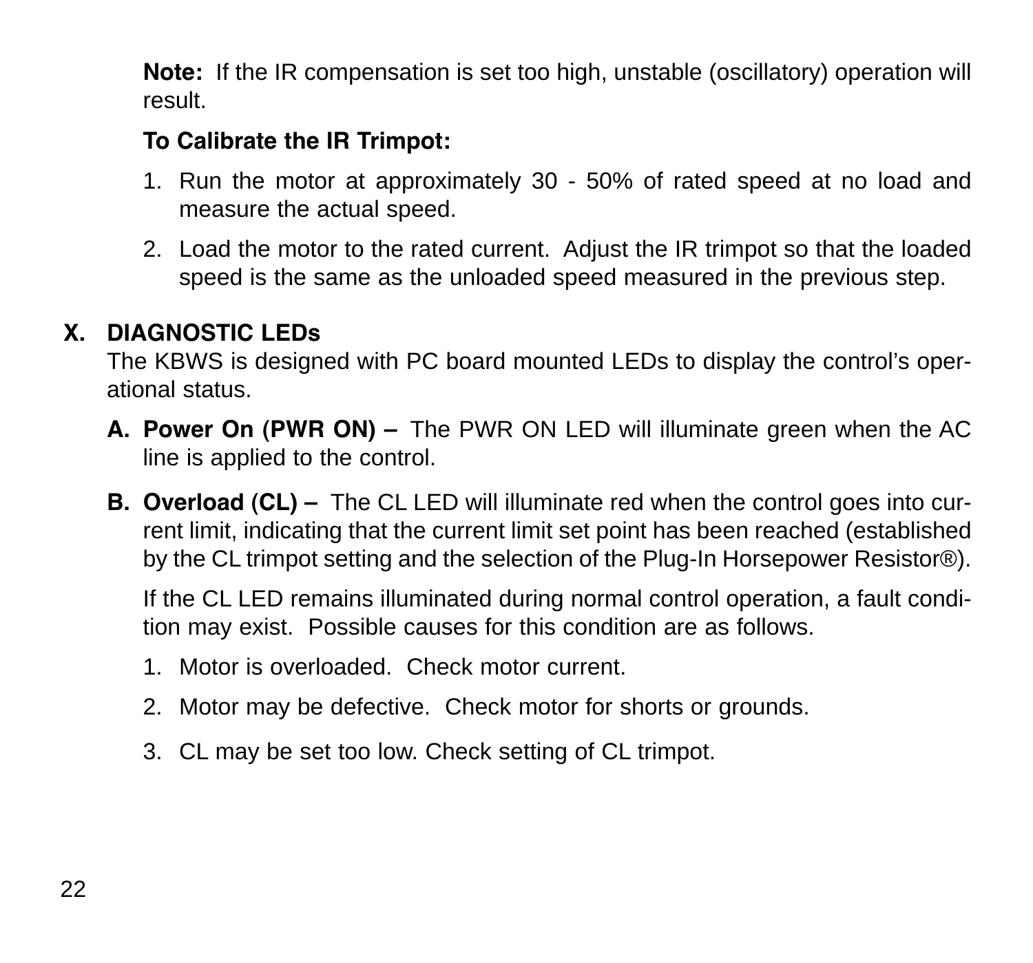**Note:** If the IR compensation is set too high, unstable (oscillatory) operation will result.

**To Calibrate the IR Trimpot:**

1. Run the motor at approximately 30 - 50% of rated speed at no load and measure the actual speed.
2. Load the motor to the rated current. Adjust the IR trimpot so that the loaded speed is the same as the unloaded speed measured in the previous step.

## X. DIAGNOSTIC LEDs

The KBWS is designed with PC board mounted LEDs to display the control's operational status.

**A. Power On (PWR ON) –** The PWR ON LED will illuminate green when the AC line is applied to the control.

**B. Overload (CL) –** The CL LED will illuminate red when the control goes into current limit, indicating that the current limit set point has been reached (established by the CL trimpot setting and the selection of the Plug-In Horsepower Resistor®).

If the CL LED remains illuminated during normal control operation, a fault condition may exist. Possible causes for this condition are as follows.

1. Motor is overloaded. Check motor current.
2. Motor may be defective. Check motor for shorts or grounds.
3. CL may be set too low. Check setting of CL trimpot.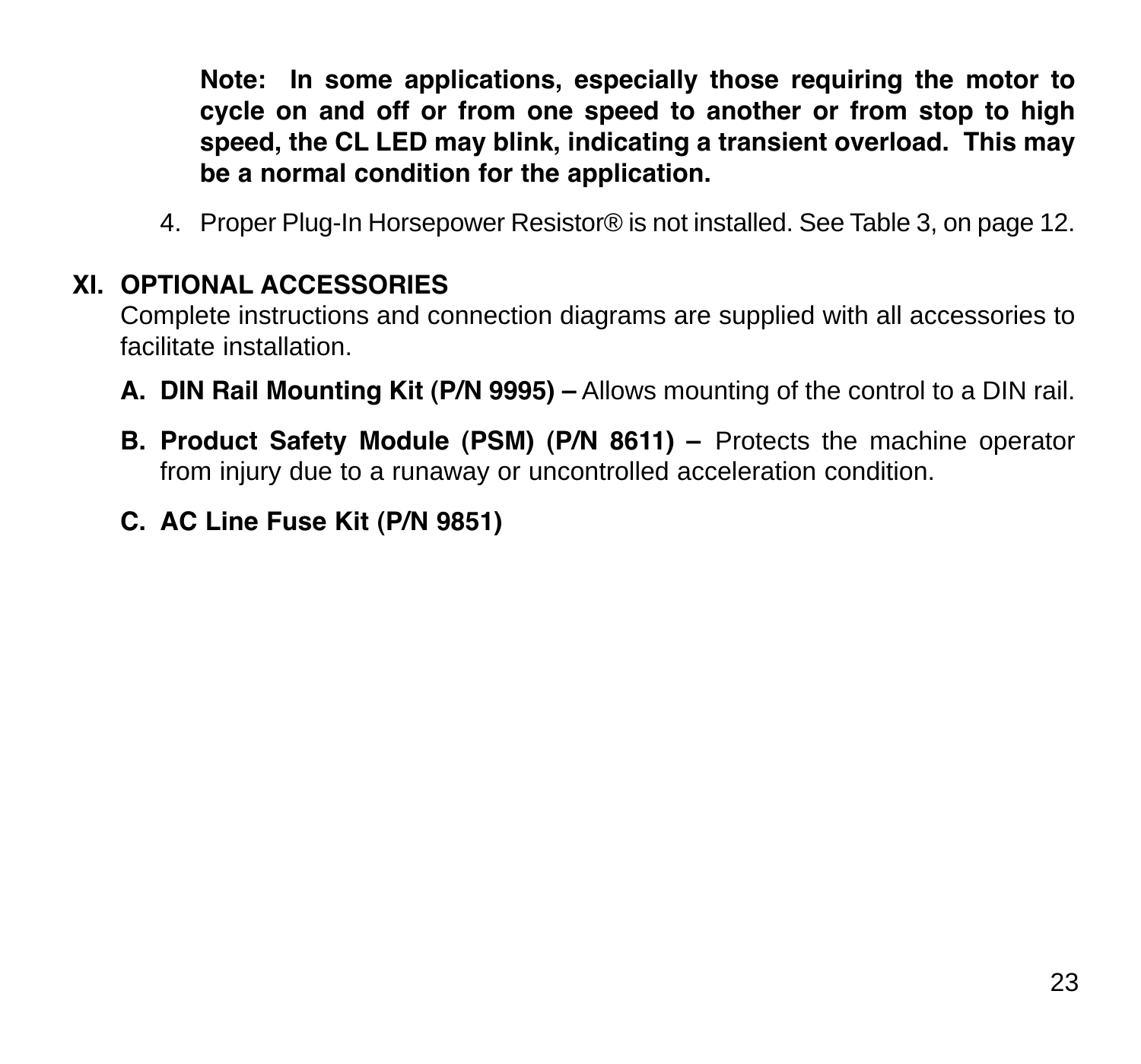**Note: In some applications, especially those requiring the motor to cycle on and off or from one speed to another or from stop to high speed, the CL LED may blink, indicating a transient overload. This may be a normal condition for the application.**

4. Proper Plug-In Horsepower Resistor® is not installed. See Table 3, on page 12.

## XI. OPTIONAL ACCESSORIES

Complete instructions and connection diagrams are supplied with all accessories to facilitate installation.

**A. DIN Rail Mounting Kit (P/N 9995) –** Allows mounting of the control to a DIN rail.

**B. Product Safety Module (PSM) (P/N 8611) –** Protects the machine operator from injury due to a runaway or uncontrolled acceleration condition.

**C. AC Line Fuse Kit (P/N 9851)**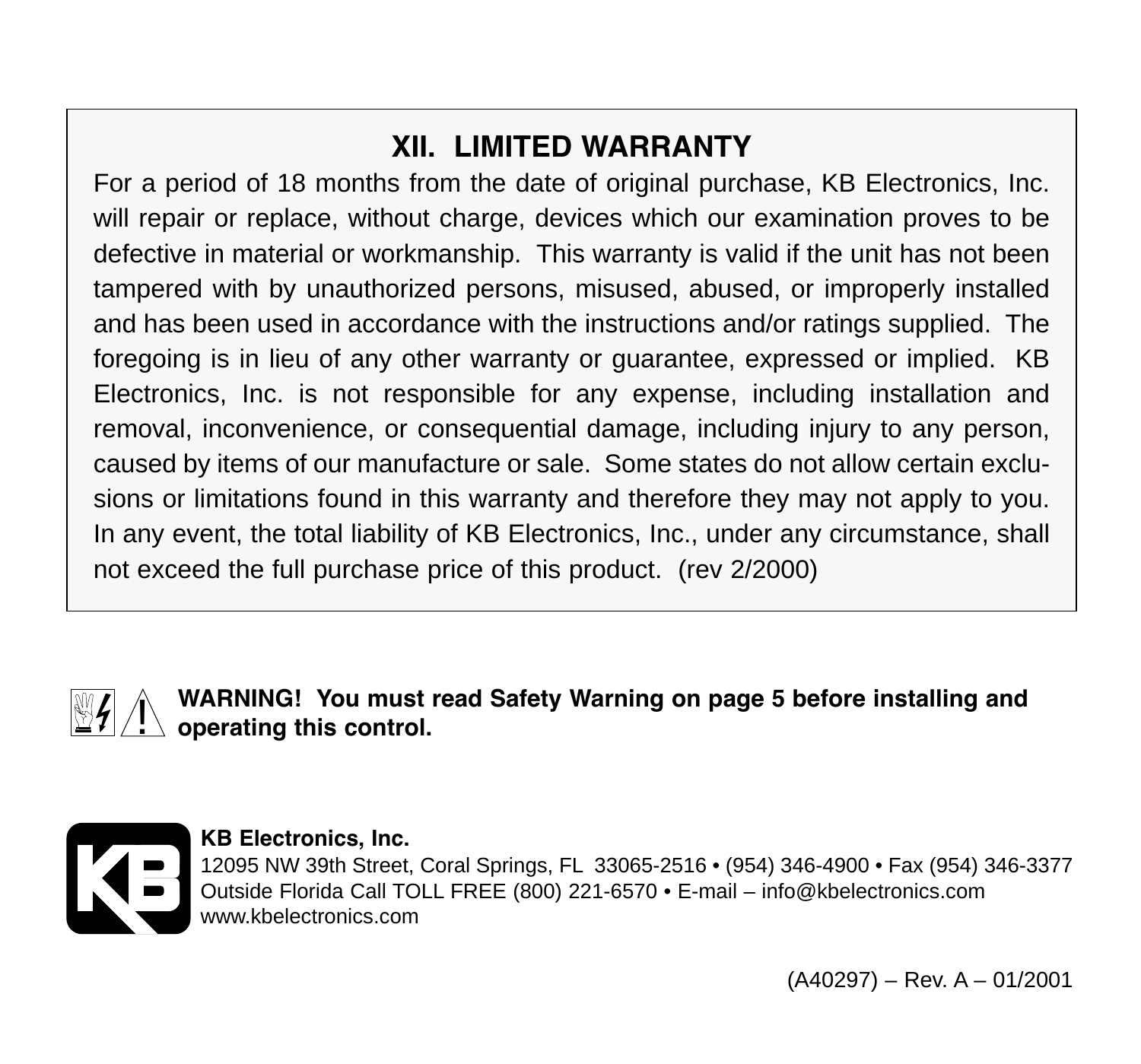## XII. LIMITED WARRANTY

For a period of 18 months from the date of original purchase, KB Electronics, Inc. will repair or replace, without charge, devices which our examination proves to be defective in material or workmanship. This warranty is valid if the unit has not been tampered with by unauthorized persons, misused, abused, or improperly installed and has been used in accordance with the instructions and/or ratings supplied. The foregoing is in lieu of any other warranty or guarantee, expressed or implied. KB Electronics, Inc. is not responsible for any expense, including installation and removal, inconvenience, or consequential damage, including injury to any person, caused by items of our manufacture or sale. Some states do not allow certain exclusions or limitations found in this warranty and therefore they may not apply to you. In any event, the total liability of KB Electronics, Inc., under any circumstance, shall not exceed the full purchase price of this product. (rev 2/2000)

**WARNING! You must read Safety Warning on page 5 before installing and operating this control.**

**KB Electronics, Inc.**
12095 NW 39th Street, Coral Springs, FL 33065-2516 • (954) 346-4900 • Fax (954) 346-3377
Outside Florida Call TOLL FREE (800) 221-6570 • E-mail – info@kbelectronics.com
www.kbelectronics.com

(A40297) – Rev. A – 01/2001